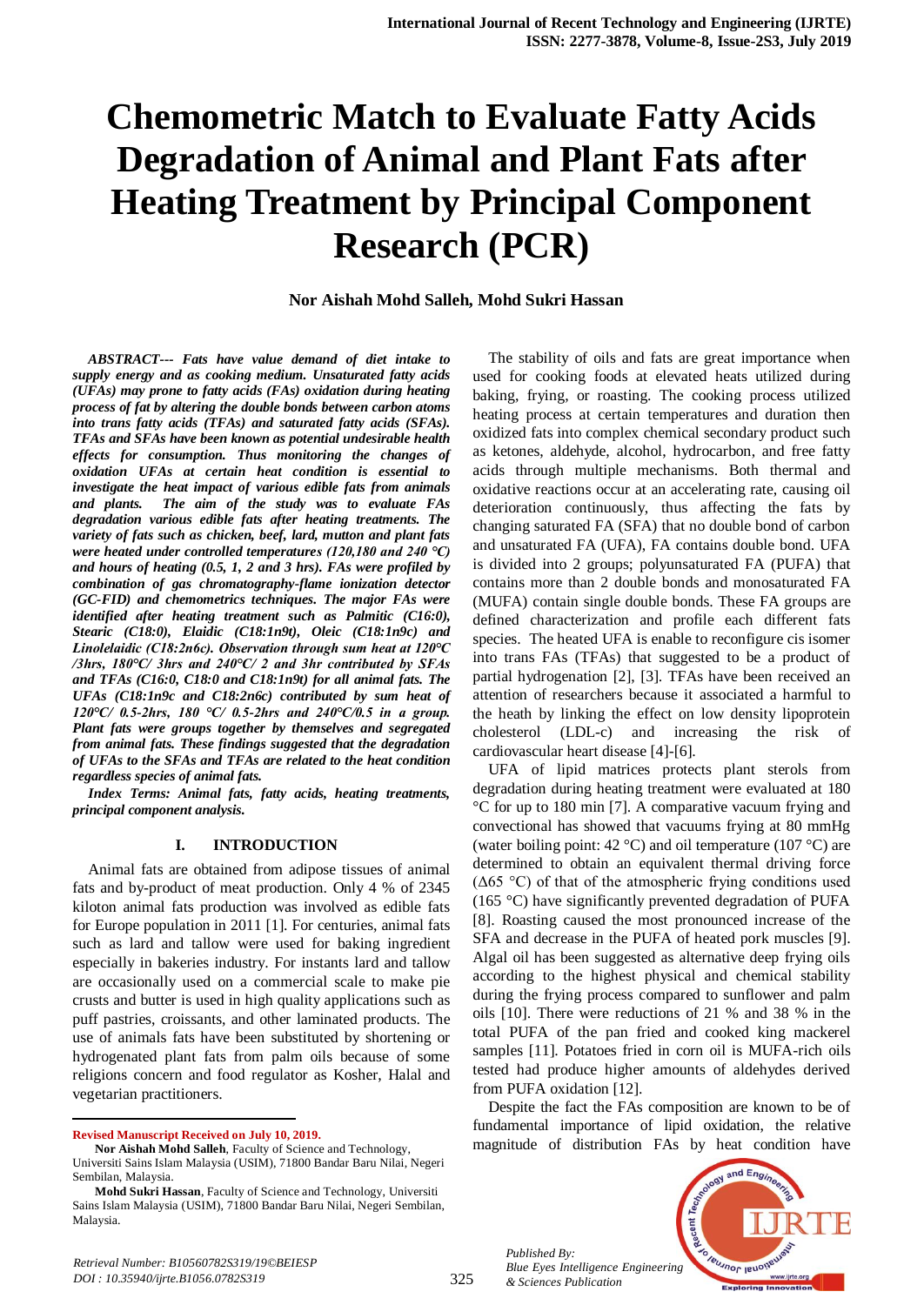# Chemometric Match to Evaluate Fatty Acids Degradation of Animal and Plant Fats after Heating Treatment by Principal Component Research (PCR)

**Nor Aishah Mohd Salleh, Mohd Sukri Hassan**

***ABSTRACT--- Fats have value demand of diet intake to supply energy and as cooking medium. Unsaturated fatty acids (UFAs) may prone to fatty acids (FAs) oxidation during heating process of fat by altering the double bonds between carbon atoms into trans fatty acids (TFAs) and saturated fatty acids (SFAs). TFAs and SFAs have been known as potential undesirable health effects for consumption. Thus monitoring the changes of oxidation UFAs at certain heat condition is essential to investigate the heat impact of various edible fats from animals and plants. The aim of the study was to evaluate FAs degradation various edible fats after heating treatments. The variety of fats such as chicken, beef, lard, mutton and plant fats were heated under controlled temperatures (120,180 and 240 °C) and hours of heating (0.5, 1, 2 and 3 hrs). FAs were profiled by combination of gas chromatography-flame ionization detector (GC-FID) and chemometrics techniques. The major FAs were identified after heating treatment such as Palmitic (C16:0), Stearic (C18:0), Elaidic (C18:1n9t), Oleic (C18:1n9c) and Linolelaidic (C18:2n6c). Observation through sum heat at 120°C /3hrs, 180°C/ 3hrs and 240°C/ 2 and 3hr contributed by SFAs and TFAs (C16:0, C18:0 and C18:1n9t) for all animal fats. The UFAs (C18:1n9c and C18:2n6c) contributed by sum heat of 120°C/ 0.5-2hrs, 180 °C/ 0.5-2hrs and 240°C/0.5 in a group. Plant fats were groups together by themselves and segregated from animal fats. These findings suggested that the degradation of UFAs to the SFAs and TFAs are related to the heat condition regardless species of animal fats.***

***Index Terms: Animal fats, fatty acids, heating treatments, principal component analysis.***

## I. INTRODUCTION

Animal fats are obtained from adipose tissues of animal fats and by-product of meat production. Only 4 % of 2345 kiloton animal fats production was involved as edible fats for Europe population in 2011 [1]. For centuries, animal fats such as lard and tallow were used for baking ingredient especially in bakeries industry. For instants lard and tallow are occasionally used on a commercial scale to make pie crusts and butter is used in high quality applications such as puff pastries, croissants, and other laminated products. The use of animals fats have been substituted by shortening or hydrogenated plant fats from palm oils because of some religions concern and food regulator as Kosher, Halal and vegetarian practitioners.

The stability of oils and fats are great importance when used for cooking foods at elevated heats utilized during baking, frying, or roasting. The cooking process utilized heating process at certain temperatures and duration then oxidized fats into complex chemical secondary product such as ketones, aldehyde, alcohol, hydrocarbon, and free fatty acids through multiple mechanisms. Both thermal and oxidative reactions occur at an accelerating rate, causing oil deterioration continuously, thus affecting the fats by changing saturated FA (SFA) that no double bond of carbon and unsaturated FA (UFA), FA contains double bond. UFA is divided into 2 groups; polyunsaturated FA (PUFA) that contains more than 2 double bonds and monosaturated FA (MUFA) contain single double bonds. These FA groups are defined characterization and profile each different fats species. The heated UFA is enable to reconfigure cis isomer into trans FAs (TFAs) that suggested to be a product of partial hydrogenation [2], [3]. TFAs have been received an attention of researchers because it associated a harmful to the heath by linking the effect on low density lipoprotein cholesterol (LDL-c) and increasing the risk of cardiovascular heart disease [4]-[6].

UFA of lipid matrices protects plant sterols from degradation during heating treatment were evaluated at 180 °C for up to 180 min [7]. A comparative vacuum frying and convectional has showed that vacuums frying at 80 mmHg (water boiling point: 42 °C) and oil temperature (107 °C) are determined to obtain an equivalent thermal driving force (Δ65 °C) of that of the atmospheric frying conditions used (165 °C) have significantly prevented degradation of PUFA [8]. Roasting caused the most pronounced increase of the SFA and decrease in the PUFA of heated pork muscles [9]. Algal oil has been suggested as alternative deep frying oils according to the highest physical and chemical stability during the frying process compared to sunflower and palm oils [10]. There were reductions of 21 % and 38 % in the total PUFA of the pan fried and cooked king mackerel samples [11]. Potatoes fried in corn oil is MUFA-rich oils tested had produce higher amounts of aldehydes derived from PUFA oxidation [12].

Despite the fact the FAs composition are known to be of fundamental importance of lipid oxidation, the relative magnitude of distribution FAs by heat condition have

---

**Revised Manuscript Received on July 10, 2019.**

**Nor Aishah Mohd Salleh**, Faculty of Science and Technology, Universiti Sains Islam Malaysia (USIM), 71800 Bandar Baru Nilai, Negeri Sembilan, Malaysia.

**Mohd Sukri Hassan**, Faculty of Science and Technology, Universiti Sains Islam Malaysia (USIM), 71800 Bandar Baru Nilai, Negeri Sembilan, Malaysia.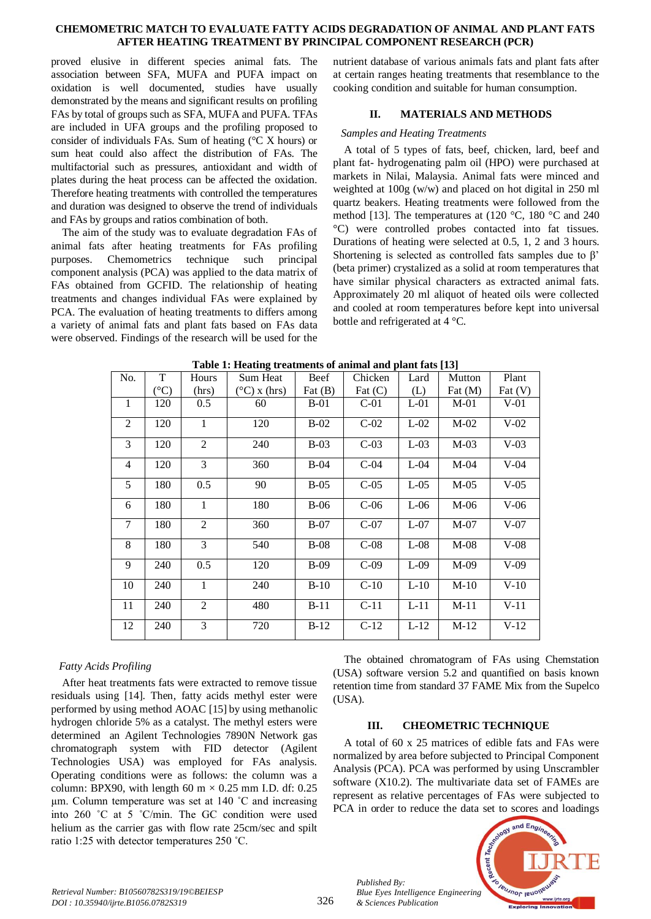proved elusive in different species animal fats. The association between SFA, MUFA and PUFA impact on oxidation is well documented, studies have usually demonstrated by the means and significant results on profiling FAs by total of groups such as SFA, MUFA and PUFA. TFAs are included in UFA groups and the profiling proposed to consider of individuals FAs. Sum of heating (°C X hours) or sum heat could also affect the distribution of FAs. The multifactorial such as pressures, antioxidant and width of plates during the heat process can be affected the oxidation. Therefore heating treatments with controlled the temperatures and duration was designed to observe the trend of individuals and FAs by groups and ratios combination of both.

The aim of the study was to evaluate degradation FAs of animal fats after heating treatments for FAs profiling purposes. Chemometrics technique such principal component analysis (PCA) was applied to the data matrix of FAs obtained from GCFID. The relationship of heating treatments and changes individual FAs were explained by PCA. The evaluation of heating treatments to differs among a variety of animal fats and plant fats based on FAs data were observed. Findings of the research will be used for the nutrient database of various animals fats and plant fats after at certain ranges heating treatments that resemblance to the cooking condition and suitable for human consumption.

## II. MATERIALS AND METHODS

### *Samples and Heating Treatments*

A total of 5 types of fats, beef, chicken, lard, beef and plant fat- hydrogenating palm oil (HPO) were purchased at markets in Nilai, Malaysia. Animal fats were minced and weighted at 100g (w/w) and placed on hot digital in 250 ml quartz beakers. Heating treatments were followed from the method [13]. The temperatures at (120 °C, 180 °C and 240 °C) were controlled probes contacted into fat tissues. Durations of heating were selected at 0.5, 1, 2 and 3 hours. Shortening is selected as controlled fats samples due to β' (beta primer) crystalized as a solid at room temperatures that have similar physical characters as extracted animal fats. Approximately 20 ml aliquot of heated oils were collected and cooled at room temperatures before kept into universal bottle and refrigerated at 4 °C.

**Table 1: Heating treatments of animal and plant fats [13]**

| No. | T (°C) | Hours (hrs) | Sum Heat (°C) x (hrs) | Beef Fat (B) | Chicken Fat (C) | Lard (L) | Mutton Fat (M) | Plant Fat (V) |
|---|---|---|---|---|---|---|---|---|
| 1 | 120 | 0.5 | 60 | B-01 | C-01 | L-01 | M-01 | V-01 |
| 2 | 120 | 1 | 120 | B-02 | C-02 | L-02 | M-02 | V-02 |
| 3 | 120 | 2 | 240 | B-03 | C-03 | L-03 | M-03 | V-03 |
| 4 | 120 | 3 | 360 | B-04 | C-04 | L-04 | M-04 | V-04 |
| 5 | 180 | 0.5 | 90 | B-05 | C-05 | L-05 | M-05 | V-05 |
| 6 | 180 | 1 | 180 | B-06 | C-06 | L-06 | M-06 | V-06 |
| 7 | 180 | 2 | 360 | B-07 | C-07 | L-07 | M-07 | V-07 |
| 8 | 180 | 3 | 540 | B-08 | C-08 | L-08 | M-08 | V-08 |
| 9 | 240 | 0.5 | 120 | B-09 | C-09 | L-09 | M-09 | V-09 |
| 10 | 240 | 1 | 240 | B-10 | C-10 | L-10 | M-10 | V-10 |
| 11 | 240 | 2 | 480 | B-11 | C-11 | L-11 | M-11 | V-11 |
| 12 | 240 | 3 | 720 | B-12 | C-12 | L-12 | M-12 | V-12 |

### *Fatty Acids Profiling*

After heat treatments fats were extracted to remove tissue residuals using [14]. Then, fatty acids methyl ester were performed by using method AOAC [15] by using methanolic hydrogen chloride 5% as a catalyst. The methyl esters were determined an Agilent Technologies 7890N Network gas chromatograph system with FID detector (Agilent Technologies USA) was employed for FAs analysis. Operating conditions were as follows: the column was a column: BPX90, with length 60 m × 0.25 mm I.D. df: 0.25 µm. Column temperature was set at 140 ˚C and increasing into 260 ˚C at 5 ˚C/min. The GC condition were used helium as the carrier gas with flow rate 25cm/sec and spilt ratio 1:25 with detector temperatures 250 ˚C.

The obtained chromatogram of FAs using Chemstation (USA) software version 5.2 and quantified on basis known retention time from standard 37 FAME Mix from the Supelco (USA).

## III. CHEOMETRIC TECHNIQUE

A total of 60 x 25 matrices of edible fats and FAs were normalized by area before subjected to Principal Component Analysis (PCA). PCA was performed by using Unscrambler software (X10.2). The multivariate data set of FAMEs are represent as relative percentages of FAs were subjected to PCA in order to reduce the data set to scores and loadings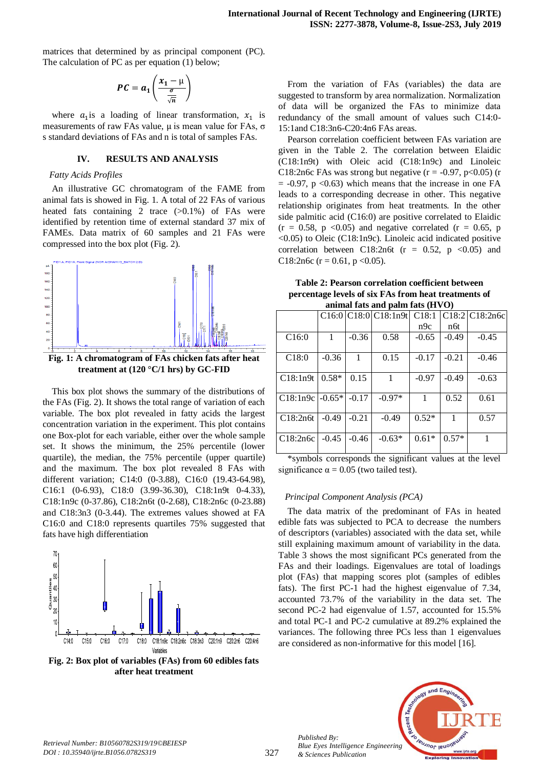matrices that determined by as principal component (PC). The calculation of PC as per equation (1) below;

$$PC = a_1\left(\frac{x_1 - \mu}{\frac{\sigma}{\sqrt{n}}}\right)$$

where $a_1$ is a loading of linear transformation, $x_1$ is measurements of raw FAs value, μ is mean value for FAs, σ s standard deviations of FAs and n is total of samples FAs.

## IV. RESULTS AND ANALYSIS

*Fatty Acids Profiles*

An illustrative GC chromatogram of the FAME from animal fats is showed in Fig. 1. A total of 22 FAs of various heated fats containing 2 trace (>0.1%) of FAs were identified by retention time of external standard 37 mix of FAMEs. Data matrix of 60 samples and 21 FAs were compressed into the box plot (Fig. 2).

**Fig. 1: A chromatogram of FAs chicken fats after heat treatment at (120 °C/1 hrs) by GC-FID**

This box plot shows the summary of the distributions of the FAs (Fig. 2). It shows the total range of variation of each variable. The box plot revealed in fatty acids the largest concentration variation in the experiment. This plot contains one Box-plot for each variable, either over the whole sample set. It shows the minimum, the 25% percentile (lower quartile), the median, the 75% percentile (upper quartile) and the maximum. The box plot revealed 8 FAs with different variation; C14:0 (0-3.88), C16:0 (19.43-64.98), C16:1 (0-6.93), C18:0 (3.99-36.30), C18:1n9t 0-4.33), C18:1n9c (0-37.86), C18:2n6t (0-2.68), C18:2n6c (0-23.88) and C18:3n3 (0-3.44). The extremes values showed at FA C16:0 and C18:0 represents quartiles 75% suggested that fats have high differentiation

**Fig. 2: Box plot of variables (FAs) from 60 edibles fats after heat treatment**

From the variation of FAs (variables) the data are suggested to transform by area normalization. Normalization of data will be organized the FAs to minimize data redundancy of the small amount of values such C14:0-15:1and C18:3n6-C20:4n6 FAs areas.

Pearson correlation coefficient between FAs variation are given in the Table 2. The correlation between Elaidic (C18:1n9t) with Oleic acid (C18:1n9c) and Linoleic C18:2n6c FAs was strong but negative (r = -0.97, p<0.05) (r = -0.97, p <0.63) which means that the increase in one FA leads to a corresponding decrease in other. This negative relationship originates from heat treatments. In the other side palmitic acid (C16:0) are positive correlated to Elaidic (r = 0.58, p <0.05) and negative correlated (r = 0.65, p <0.05) to Oleic (C18:1n9c). Linoleic acid indicated positive correlation between C18:2n6t (r = 0.52, p <0.05) and C18:2n6c (r = 0.61, p <0.05).

**Table 2: Pearson correlation coefficient between percentage levels of six FAs from heat treatments of animal fats and palm fats (HVO)**

| | C16:0 | C18:0 | C18:1n9t | C18:1 n9c | C18:2 n6t | C18:2n6c |
|---|---|---|---|---|---|---|
| C16:0 | 1 | -0.36 | 0.58 | -0.65 | -0.49 | -0.45 |
| C18:0 | -0.36 | 1 | 0.15 | -0.17 | -0.21 | -0.46 |
| C18:1n9t | 0.58* | 0.15 | 1 | -0.97 | -0.49 | -0.63 |
| C18:1n9c | -0.65* | -0.17 | -0.97* | 1 | 0.52 | 0.61 |
| C18:2n6t | -0.49 | -0.21 | -0.49 | 0.52* | 1 | 0.57 |
| C18:2n6c | -0.45 | -0.46 | -0.63* | 0.61* | 0.57* | 1 |

*symbols corresponds the significant values at the level significance α = 0.05 (two tailed test).

*Principal Component Analysis (PCA)*

The data matrix of the predominant of FAs in heated edible fats was subjected to PCA to decrease the numbers of descriptors (variables) associated with the data set, while still explaining maximum amount of variability in the data. Table 3 shows the most significant PCs generated from the FAs and their loadings. Eigenvalues are total of loadings plot (FAs) that mapping scores plot (samples of edibles fats). The first PC-1 had the highest eigenvalue of 7.34, accounted 73.7% of the variability in the data set. The second PC-2 had eigenvalue of 1.57, accounted for 15.5% and total PC-1 and PC-2 cumulative at 89.2% explained the variances. The following three PCs less than 1 eigenvalues are considered as non-informative for this model [16].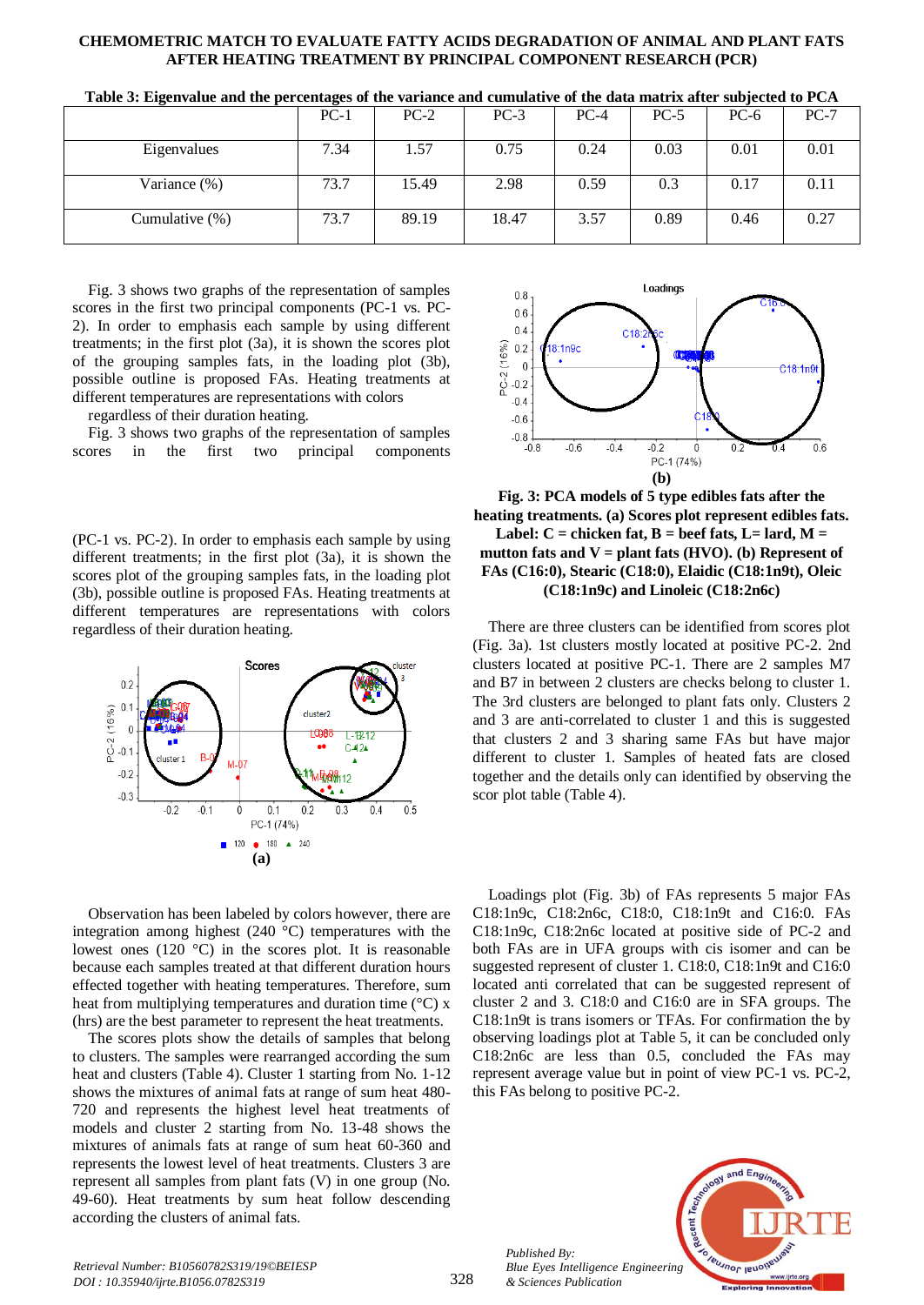**Table 3: Eigenvalue and the percentages of the variance and cumulative of the data matrix after subjected to PCA**

| | PC-1 | PC-2 | PC-3 | PC-4 | PC-5 | PC-6 | PC-7 |
|---|---|---|---|---|---|---|---|
| Eigenvalues | 7.34 | 1.57 | 0.75 | 0.24 | 0.03 | 0.01 | 0.01 |
| Variance (%) | 73.7 | 15.49 | 2.98 | 0.59 | 0.3 | 0.17 | 0.11 |
| Cumulative (%) | 73.7 | 89.19 | 18.47 | 3.57 | 0.89 | 0.46 | 0.27 |

Fig. 3 shows two graphs of the representation of samples scores in the first two principal components (PC-1 vs. PC-2). In order to emphasis each sample by using different treatments; in the first plot (3a), it is shown the scores plot of the grouping samples fats, in the loading plot (3b), possible outline is proposed FAs. Heating treatments at different temperatures are representations with colors regardless of their duration heating.

Fig. 3 shows two graphs of the representation of samples scores in the first two principal components (PC-1 vs. PC-2). In order to emphasis each sample by using different treatments; in the first plot (3a), it is shown the scores plot of the grouping samples fats, in the loading plot (3b), possible outline is proposed FAs. Heating treatments at different temperatures are representations with colors regardless of their duration heating.

(a)

(b)

**Fig. 3: PCA models of 5 type edibles fats after the heating treatments. (a) Scores plot represent edibles fats. Label: C = chicken fat, B = beef fats, L= lard, M = mutton fats and V = plant fats (HVO). (b) Represent of FAs (C16:0), Stearic (C18:0), Elaidic (C18:1n9t), Oleic (C18:1n9c) and Linoleic (C18:2n6c)**

Observation has been labeled by colors however, there are integration among highest (240 °C) temperatures with the lowest ones (120 °C) in the scores plot. It is reasonable because each samples treated at that different duration hours effected together with heating temperatures. Therefore, sum heat from multiplying temperatures and duration time (°C) x (hrs) are the best parameter to represent the heat treatments.

The scores plots show the details of samples that belong to clusters. The samples were rearranged according the sum heat and clusters (Table 4). Cluster 1 starting from No. 1-12 shows the mixtures of animal fats at range of sum heat 480-720 and represents the highest level heat treatments of models and cluster 2 starting from No. 13-48 shows the mixtures of animals fats at range of sum heat 60-360 and represents the lowest level of heat treatments. Clusters 3 are represent all samples from plant fats (V) in one group (No. 49-60). Heat treatments by sum heat follow descending according the clusters of animal fats.

There are three clusters can be identified from scores plot (Fig. 3a). 1st clusters mostly located at positive PC-2. 2nd clusters located at positive PC-1. There are 2 samples M7 and B7 in between 2 clusters are checks belong to cluster 1. The 3rd clusters are belonged to plant fats only. Clusters 2 and 3 are anti-correlated to cluster 1 and this is suggested that clusters 2 and 3 sharing same FAs but have major different to cluster 1. Samples of heated fats are closed together and the details only can identified by observing the scor plot table (Table 4).

Loadings plot (Fig. 3b) of FAs represents 5 major FAs C18:1n9c, C18:2n6c, C18:0, C18:1n9t and C16:0. FAs C18:1n9c, C18:2n6c located at positive side of PC-2 and both FAs are in UFA groups with cis isomer and can be suggested represent of cluster 1. C18:0, C18:1n9t and C16:0 located anti correlated that can be suggested represent of cluster 2 and 3. C18:0 and C16:0 are in SFA groups. The C18:1n9t is trans isomers or TFAs. For confirmation the by observing loadings plot at Table 5, it can be concluded only C18:2n6c are less than 0.5, concluded the FAs may represent average value but in point of view PC-1 vs. PC-2, this FAs belong to positive PC-2.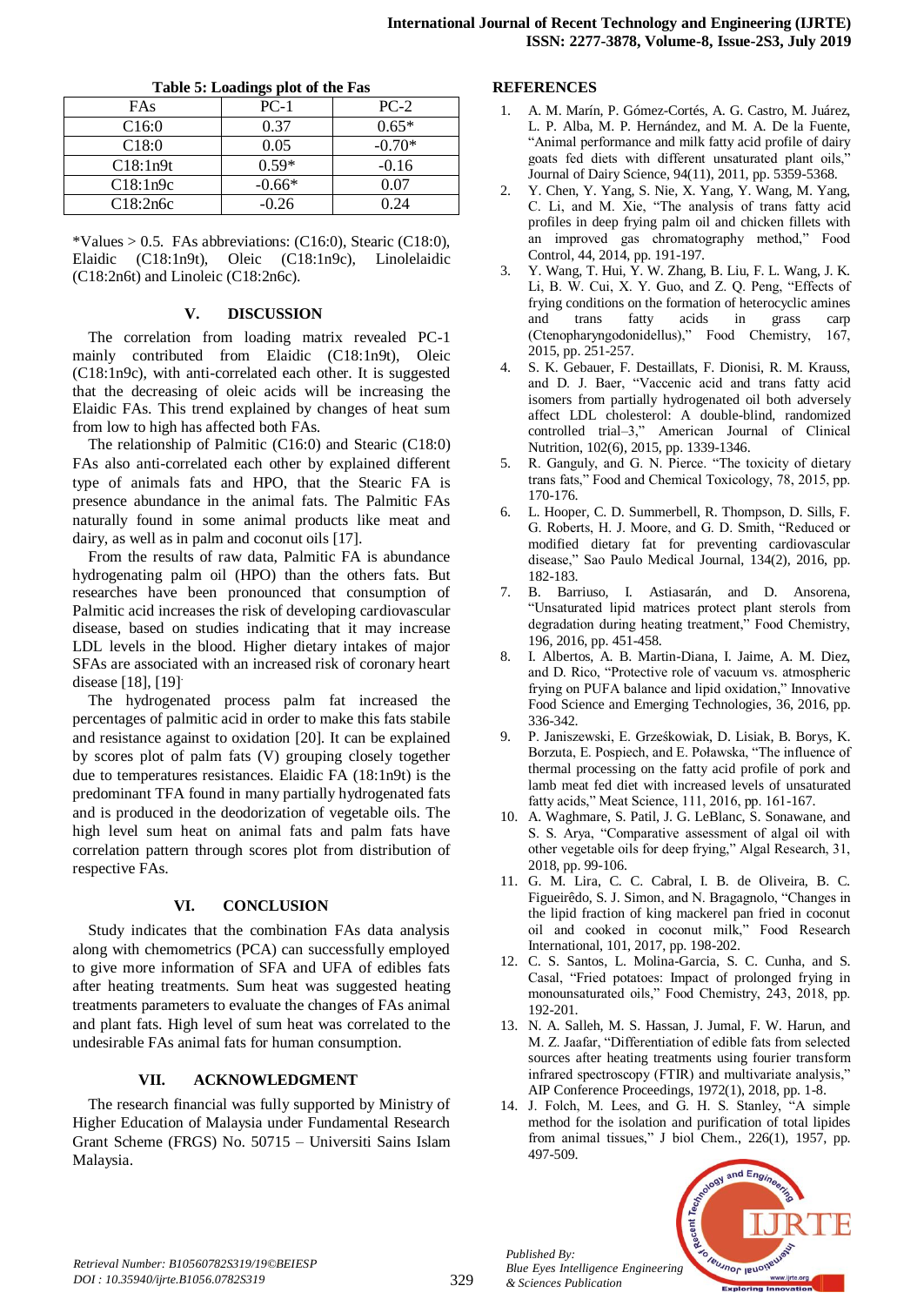**Table 5: Loadings plot of the Fas**

| FAs | PC-1 | PC-2 |
|---|---|---|
| C16:0 | 0.37 | 0.65* |
| C18:0 | 0.05 | -0.70* |
| C18:1n9t | 0.59* | -0.16 |
| C18:1n9c | -0.66* | 0.07 |
| C18:2n6c | -0.26 | 0.24 |

*Values > 0.5. FAs abbreviations: (C16:0), Stearic (C18:0), Elaidic (C18:1n9t), Oleic (C18:1n9c), Linolelaidic (C18:2n6t) and Linoleic (C18:2n6c).

## V. DISCUSSION

The correlation from loading matrix revealed PC-1 mainly contributed from Elaidic (C18:1n9t), Oleic (C18:1n9c), with anti-correlated each other. It is suggested that the decreasing of oleic acids will be increasing the Elaidic FAs. This trend explained by changes of heat sum from low to high has affected both FAs.

The relationship of Palmitic (C16:0) and Stearic (C18:0) FAs also anti-correlated each other by explained different type of animals fats and HPO, that the Stearic FA is presence abundance in the animal fats. The Palmitic FAs naturally found in some animal products like meat and dairy, as well as in palm and coconut oils [17].

From the results of raw data, Palmitic FA is abundance hydrogenating palm oil (HPO) than the others fats. But researches have been pronounced that consumption of Palmitic acid increases the risk of developing cardiovascular disease, based on studies indicating that it may increase LDL levels in the blood. Higher dietary intakes of major SFAs are associated with an increased risk of coronary heart disease [18], [19].

The hydrogenated process palm fat increased the percentages of palmitic acid in order to make this fats stabile and resistance against to oxidation [20]. It can be explained by scores plot of palm fats (V) grouping closely together due to temperatures resistances. Elaidic FA (18:1n9t) is the predominant TFA found in many partially hydrogenated fats and is produced in the deodorization of vegetable oils. The high level sum heat on animal fats and palm fats have correlation pattern through scores plot from distribution of respective FAs.

## VI. CONCLUSION

Study indicates that the combination FAs data analysis along with chemometrics (PCA) can successfully employed to give more information of SFA and UFA of edibles fats after heating treatments. Sum heat was suggested heating treatments parameters to evaluate the changes of FAs animal and plant fats. High level of sum heat was correlated to the undesirable FAs animal fats for human consumption.

## VII. ACKNOWLEDGMENT

The research financial was fully supported by Ministry of Higher Education of Malaysia under Fundamental Research Grant Scheme (FRGS) No. 50715 – Universiti Sains Islam Malaysia.

## REFERENCES

1. A. M. Marín, P. Gómez-Cortés, A. G. Castro, M. Juárez, L. P. Alba, M. P. Hernández, and M. A. De la Fuente, "Animal performance and milk fatty acid profile of dairy goats fed diets with different unsaturated plant oils," Journal of Dairy Science, 94(11), 2011, pp. 5359-5368.
2. Y. Chen, Y. Yang, S. Nie, X. Yang, Y. Wang, M. Yang, C. Li, and M. Xie, "The analysis of trans fatty acid profiles in deep frying palm oil and chicken fillets with an improved gas chromatography method," Food Control, 44, 2014, pp. 191-197.
3. Y. Wang, T. Hui, Y. W. Zhang, B. Liu, F. L. Wang, J. K. Li, B. W. Cui, X. Y. Guo, and Z. Q. Peng, "Effects of frying conditions on the formation of heterocyclic amines and trans fatty acids in grass carp (Ctenopharyngodonidellus)," Food Chemistry, 167, 2015, pp. 251-257.
4. S. K. Gebauer, F. Destaillats, F. Dionisi, R. M. Krauss, and D. J. Baer, "Vaccenic acid and trans fatty acid isomers from partially hydrogenated oil both adversely affect LDL cholesterol: A double-blind, randomized controlled trial–3," American Journal of Clinical Nutrition, 102(6), 2015, pp. 1339-1346.
5. R. Ganguly, and G. N. Pierce. "The toxicity of dietary trans fats," Food and Chemical Toxicology, 78, 2015, pp. 170-176.
6. L. Hooper, C. D. Summerbell, R. Thompson, D. Sills, F. G. Roberts, H. J. Moore, and G. D. Smith, "Reduced or modified dietary fat for preventing cardiovascular disease," Sao Paulo Medical Journal, 134(2), 2016, pp. 182-183.
7. B. Barriuso, I. Astiasarán, and D. Ansorena, "Unsaturated lipid matrices protect plant sterols from degradation during heating treatment," Food Chemistry, 196, 2016, pp. 451-458.
8. I. Albertos, A. B. Martin-Diana, I. Jaime, A. M. Diez, and D. Rico, "Protective role of vacuum vs. atmospheric frying on PUFA balance and lipid oxidation," Innovative Food Science and Emerging Technologies, 36, 2016, pp. 336-342.
9. P. Janiszewski, E. Grześkowiak, D. Lisiak, B. Borys, K. Borzuta, E. Pospiech, and E. Poławska, "The influence of thermal processing on the fatty acid profile of pork and lamb meat fed diet with increased levels of unsaturated fatty acids," Meat Science, 111, 2016, pp. 161-167.
10. A. Waghmare, S. Patil, J. G. LeBlanc, S. Sonawane, and S. S. Arya, "Comparative assessment of algal oil with other vegetable oils for deep frying," Algal Research, 31, 2018, pp. 99-106.
11. G. M. Lira, C. C. Cabral, I. B. de Oliveira, B. C. Figueirêdo, S. J. Simon, and N. Bragagnolo, "Changes in the lipid fraction of king mackerel pan fried in coconut oil and cooked in coconut milk," Food Research International, 101, 2017, pp. 198-202.
12. C. S. Santos, L. Molina-Garcia, S. C. Cunha, and S. Casal, "Fried potatoes: Impact of prolonged frying in monounsaturated oils," Food Chemistry, 243, 2018, pp. 192-201.
13. N. A. Salleh, M. S. Hassan, J. Jumal, F. W. Harun, and M. Z. Jaafar, "Differentiation of edible fats from selected sources after heating treatments using fourier transform infrared spectroscopy (FTIR) and multivariate analysis," AIP Conference Proceedings, 1972(1), 2018, pp. 1-8.
14. J. Folch, M. Lees, and G. H. S. Stanley, "A simple method for the isolation and purification of total lipides from animal tissues," J biol Chem., 226(1), 1957, pp. 497-509.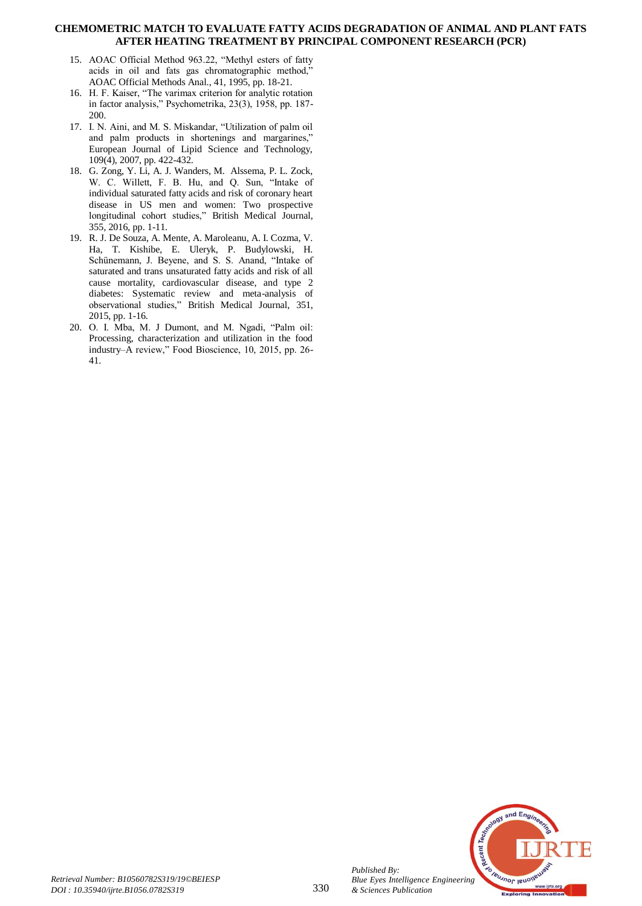15. AOAC Official Method 963.22, "Methyl esters of fatty acids in oil and fats gas chromatographic method," AOAC Official Methods Anal., 41, 1995, pp. 18-21.
16. H. F. Kaiser, "The varimax criterion for analytic rotation in factor analysis," Psychometrika, 23(3), 1958, pp. 187-200.
17. I. N. Aini, and M. S. Miskandar, "Utilization of palm oil and palm products in shortenings and margarines," European Journal of Lipid Science and Technology, 109(4), 2007, pp. 422-432.
18. G. Zong, Y. Li, A. J. Wanders, M. Alssema, P. L. Zock, W. C. Willett, F. B. Hu, and Q. Sun, "Intake of individual saturated fatty acids and risk of coronary heart disease in US men and women: Two prospective longitudinal cohort studies," British Medical Journal, 355, 2016, pp. 1-11.
19. R. J. De Souza, A. Mente, A. Maroleanu, A. I. Cozma, V. Ha, T. Kishibe, E. Uleryk, P. Budylowski, H. Schünemann, J. Beyene, and S. S. Anand, "Intake of saturated and trans unsaturated fatty acids and risk of all cause mortality, cardiovascular disease, and type 2 diabetes: Systematic review and meta-analysis of observational studies," British Medical Journal, 351, 2015, pp. 1-16.
20. O. I. Mba, M. J Dumont, and M. Ngadi, "Palm oil: Processing, characterization and utilization in the food industry–A review," Food Bioscience, 10, 2015, pp. 26-41.